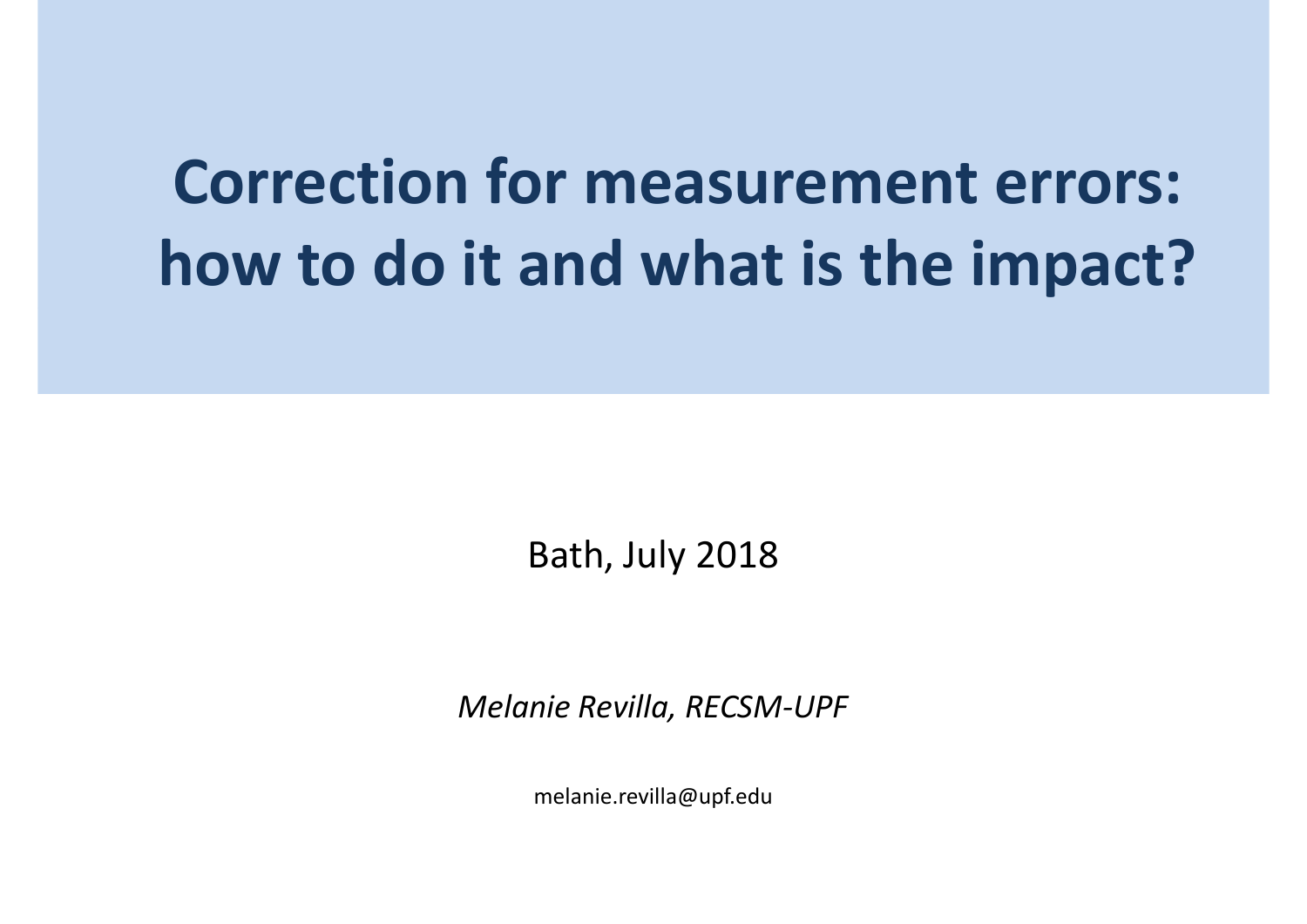# Correction for measurement errors: how to do it and what is the impact?

Bath, July 2018

*Melanie Revilla, RECSM-UPF*

melanie.revilla@upf.edu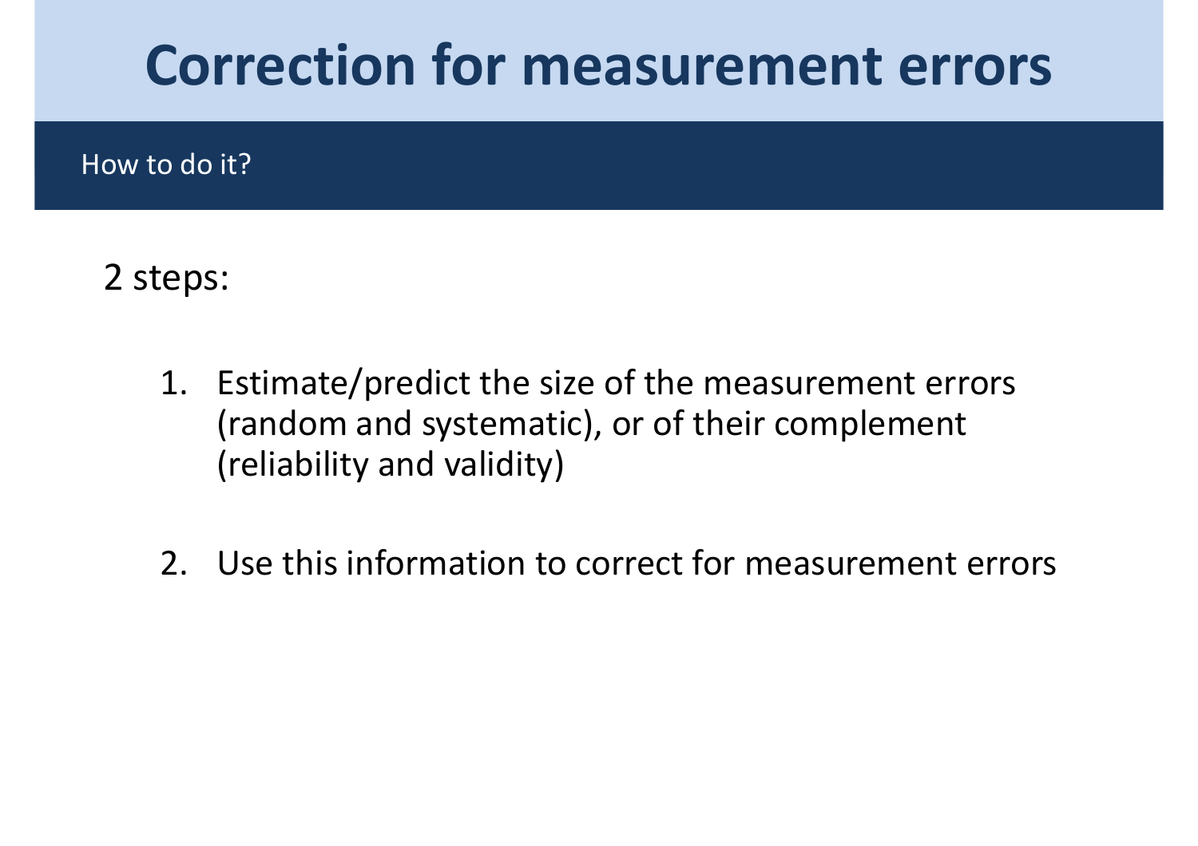# Correction for measurement errors

## How to do it?

2 steps:

1. Estimate/predict the size of the measurement errors (random and systematic), or of their complement (reliability and validity)

2. Use this information to correct for measurement errors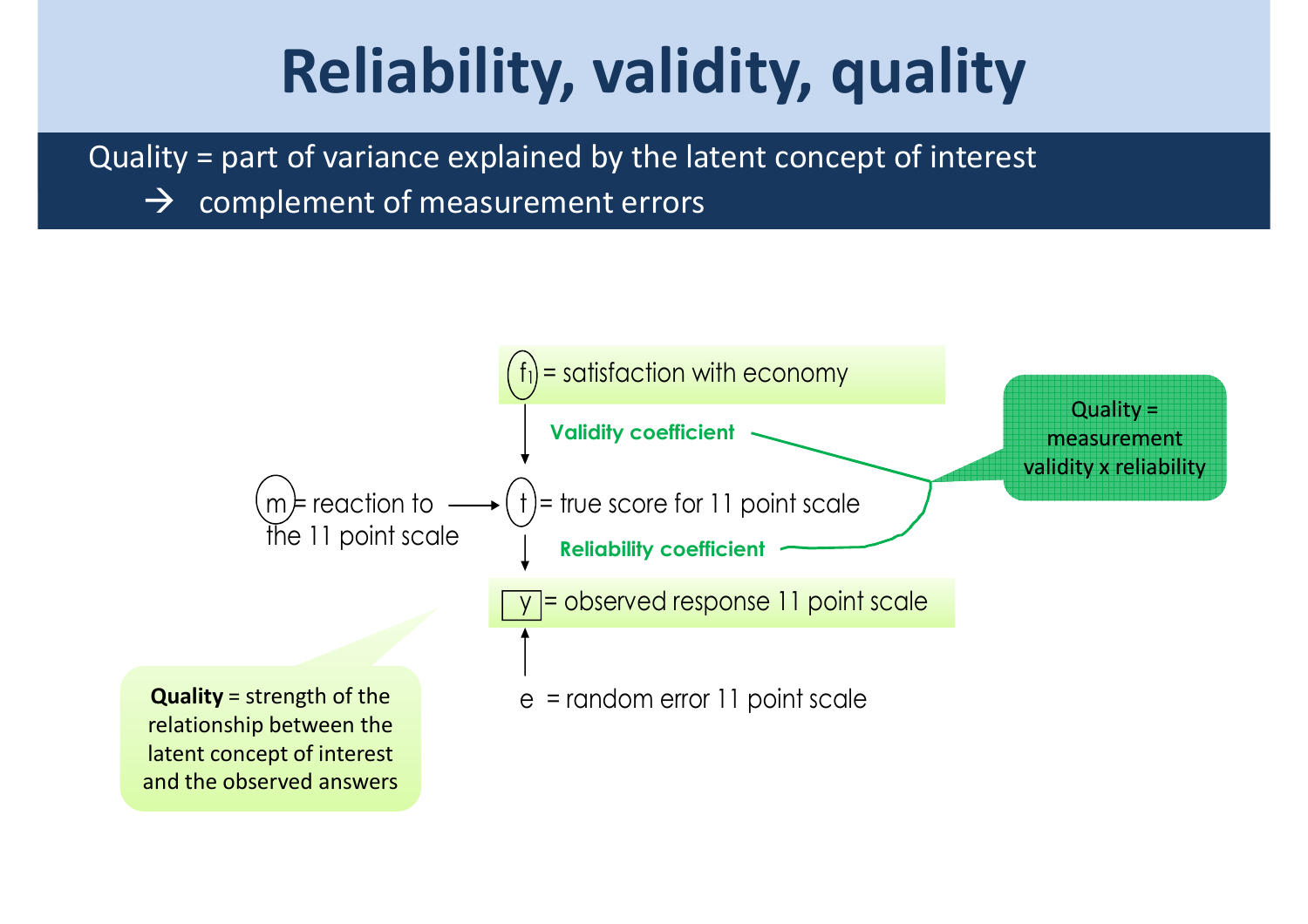# Reliability, validity, quality

Quality = part of variance explained by the latent concept of interest

→ complement of measurement errors

$f_1$ = satisfaction with economy

**Validity coefficient**

m = reaction to the 11 point scale → t = true score for 11 point scale

**Reliability coefficient**

y = observed response 11 point scale

e = random error 11 point scale

Quality = measurement validity x reliability

**Quality** = strength of the relationship between the latent concept of interest and the observed answers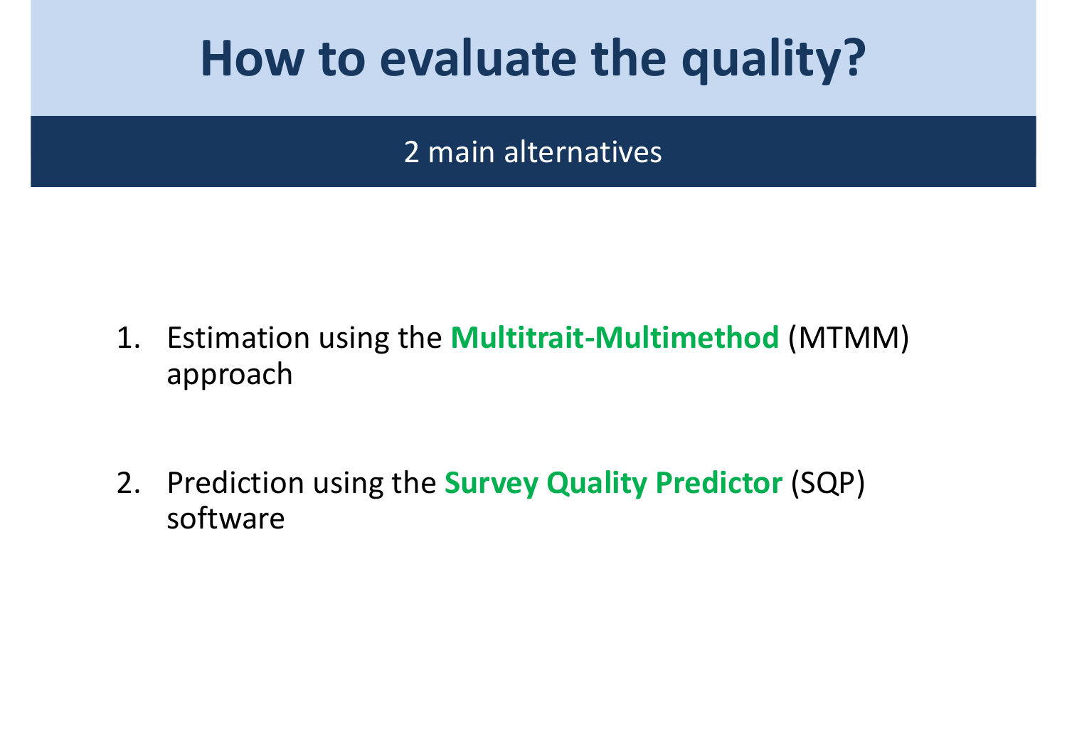# How to evaluate the quality?

## 2 main alternatives

1. Estimation using the **Multitrait-Multimethod** (MTMM) approach

2. Prediction using the **Survey Quality Predictor** (SQP) software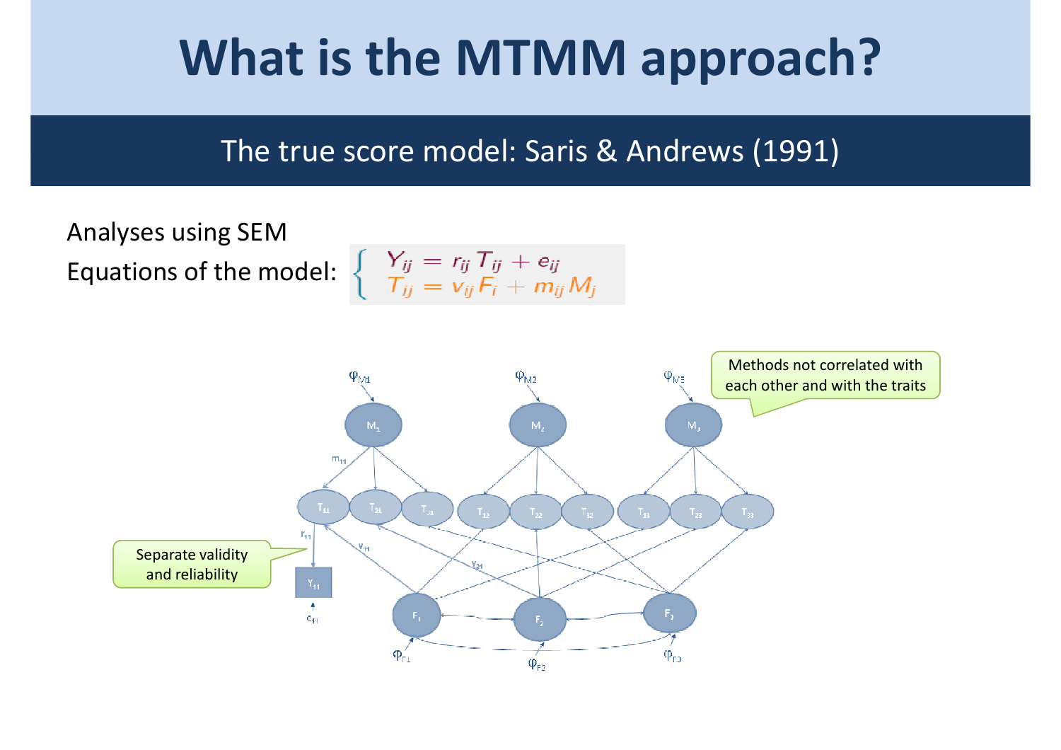# What is the MTMM approach?

## The true score model: Saris & Andrews (1991)

Analyses using SEM

Equations of the model:

$$\begin{cases} Y_{ij} = r_{ij} T_{ij} + e_{ij} \\ T_{ij} = v_{ij} F_i + m_{ij} M_j \end{cases}$$

Methods not correlated with each other and with the traits

Separate validity and reliability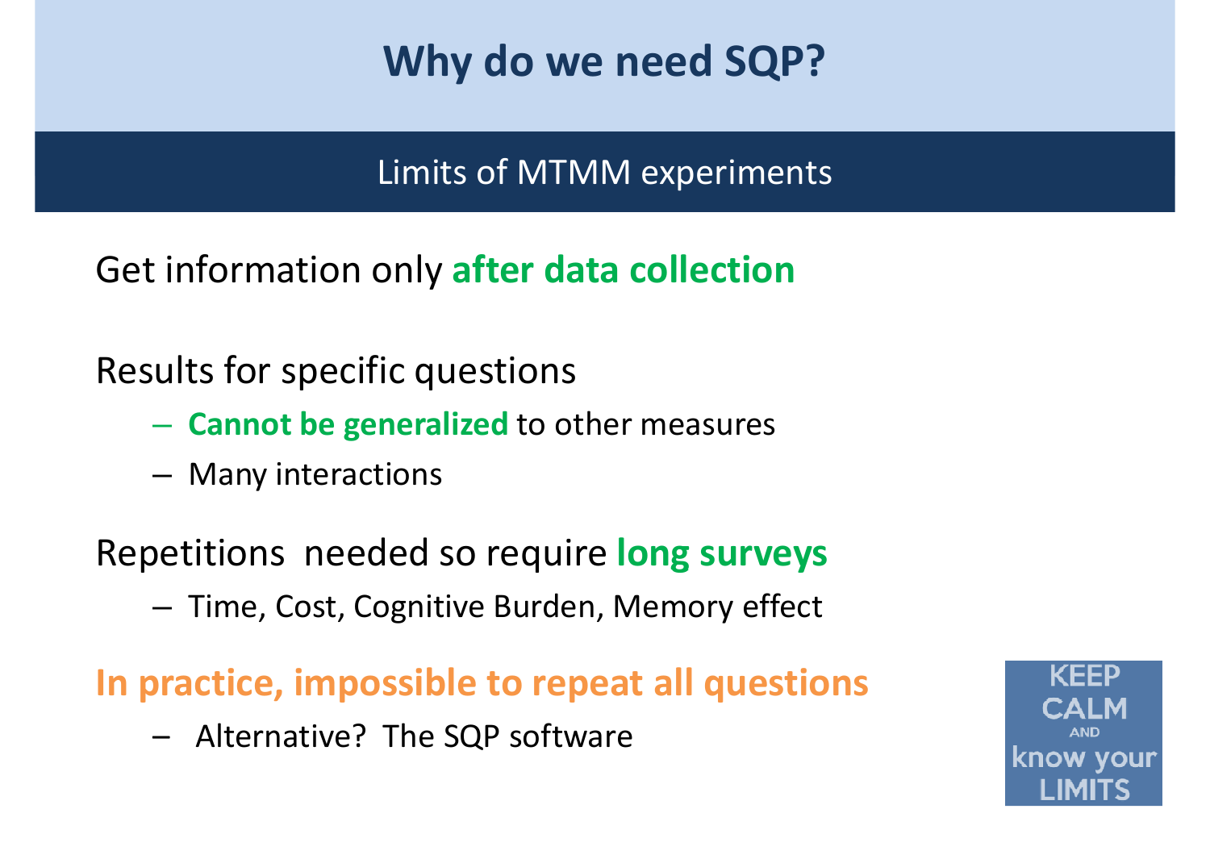# Why do we need SQP?

## Limits of MTMM experiments

Get information only **after data collection**

Results for specific questions

- **Cannot be generalized** to other measures
- Many interactions

Repetitions needed so require **long surveys**

- Time, Cost, Cognitive Burden, Memory effect

**In practice, impossible to repeat all questions**

- Alternative? The SQP software

KEEP CALM AND know your LIMITS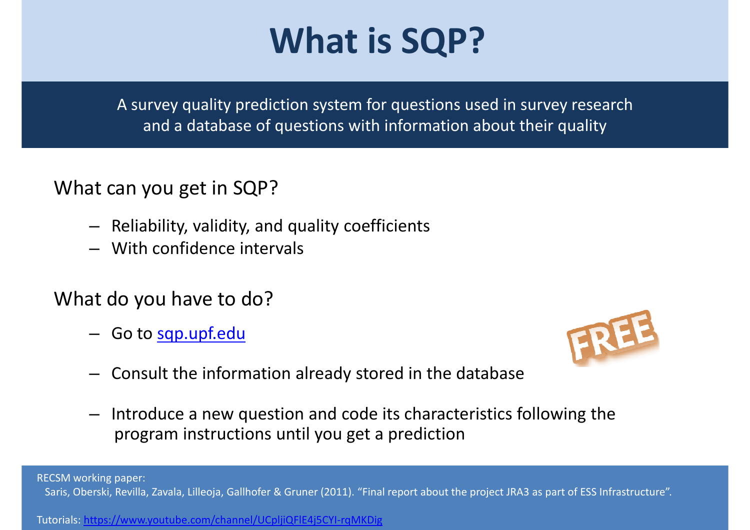# What is SQP?

A survey quality prediction system for questions used in survey research and a database of questions with information about their quality

What can you get in SQP?

- Reliability, validity, and quality coefficients
- With confidence intervals

What do you have to do?

- Go to [sqp.upf.edu](sqp.upf.edu)
- Consult the information already stored in the database
- Introduce a new question and code its characteristics following the program instructions until you get a prediction

FREE

RECSM working paper:
Saris, Oberski, Revilla, Zavala, Lilleoja, Gallhofer & Gruner (2011). "Final report about the project JRA3 as part of ESS Infrastructure".

Tutorials: [https://www.youtube.com/channel/UCpljiQFlE4j5CYI-rqMKDig](https://www.youtube.com/channel/UCpljiQFlE4j5CYI-rqMKDig)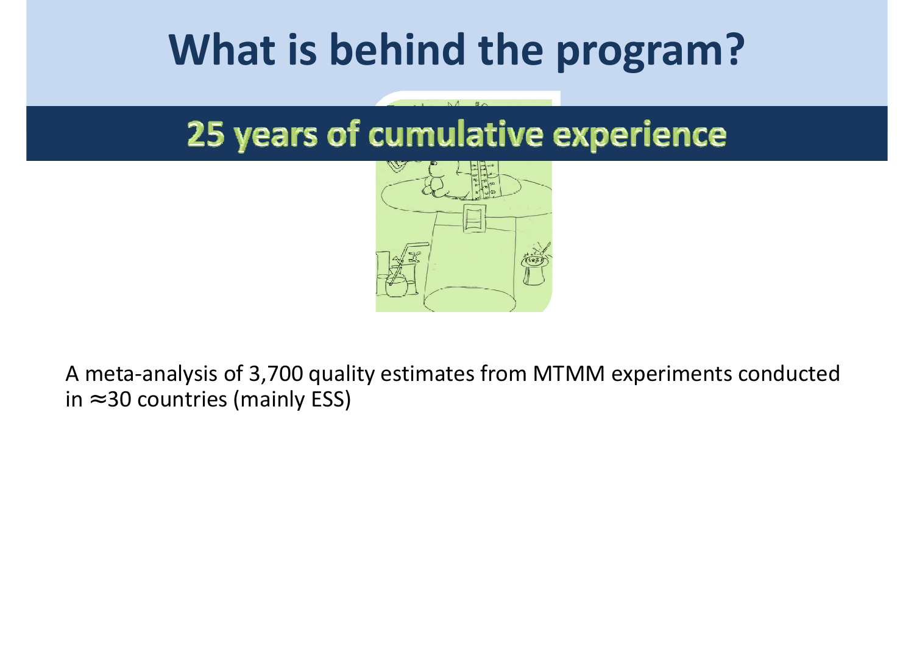# What is behind the program?

## 25 years of cumulative experience

A meta-analysis of 3,700 quality estimates from MTMM experiments conducted in ≈30 countries (mainly ESS)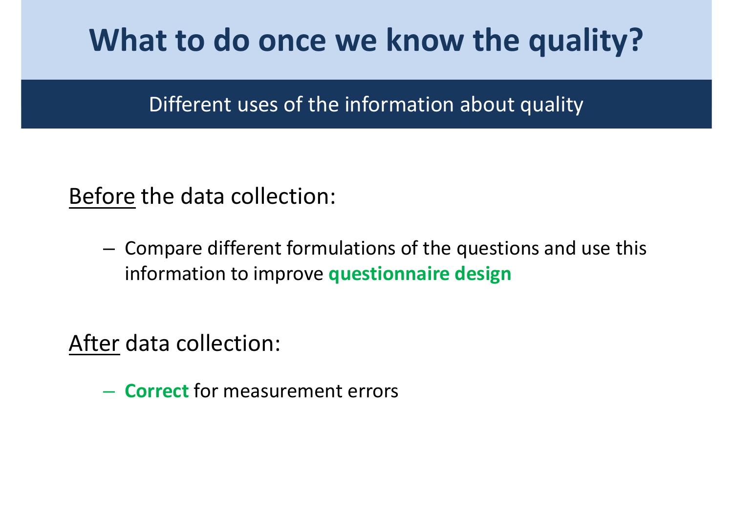# What to do once we know the quality?

## Different uses of the information about quality

Before the data collection:

- Compare different formulations of the questions and use this information to improve **questionnaire design**

After data collection:

- **Correct** for measurement errors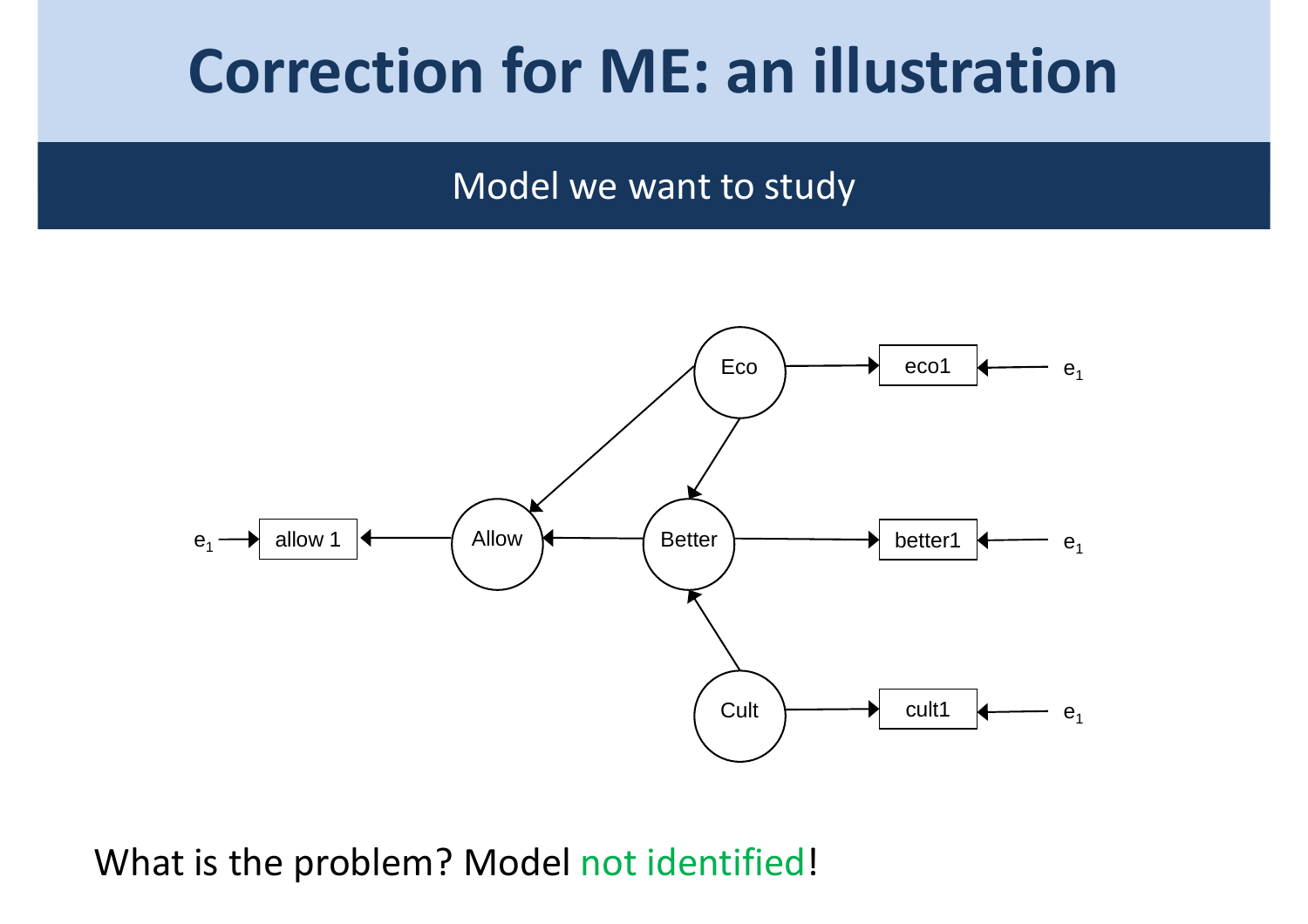# Correction for ME: an illustration

## Model we want to study

What is the problem? Model not identified!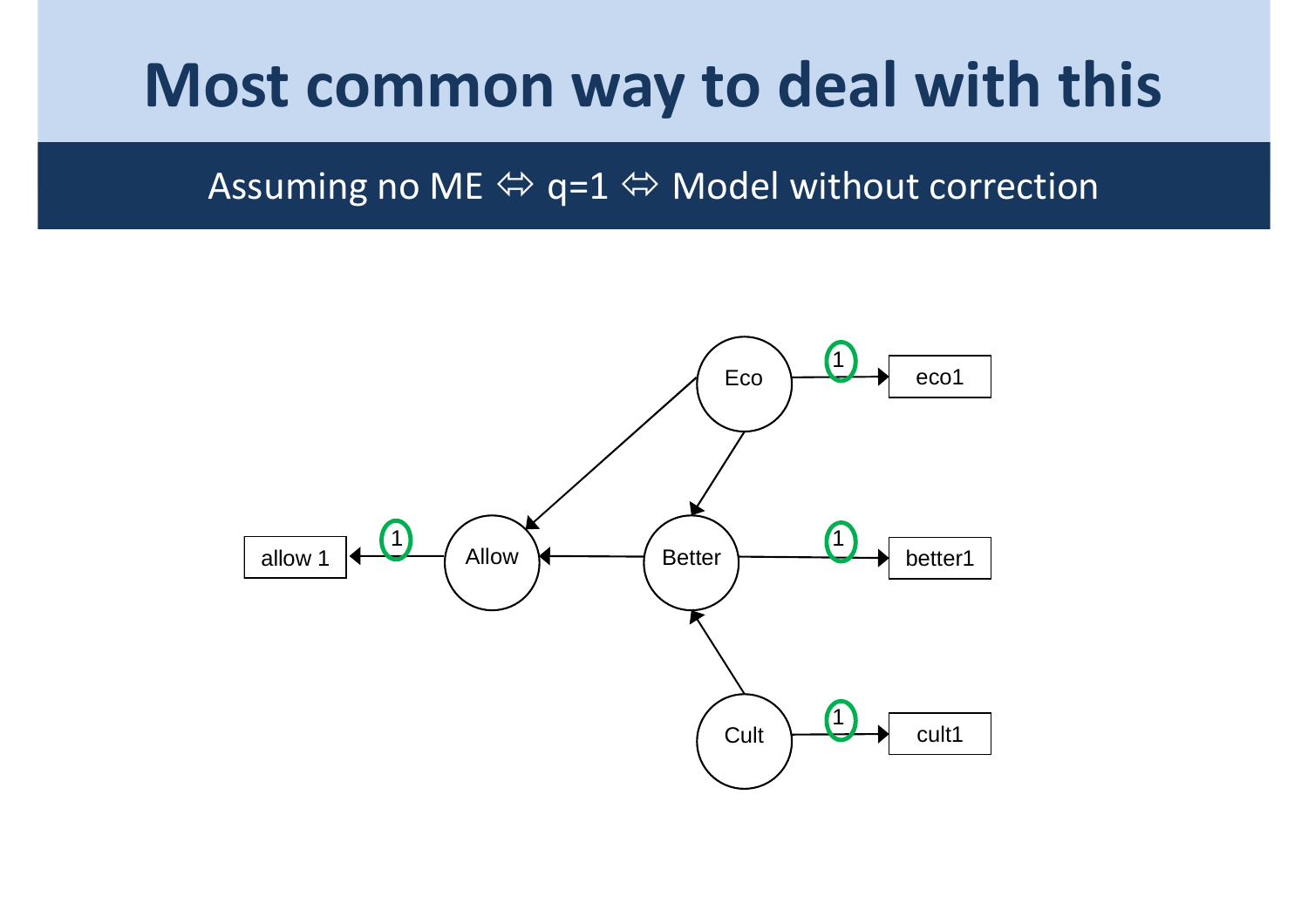# Most common way to deal with this

## Assuming no ME ⇔ q=1 ⇔ Model without correction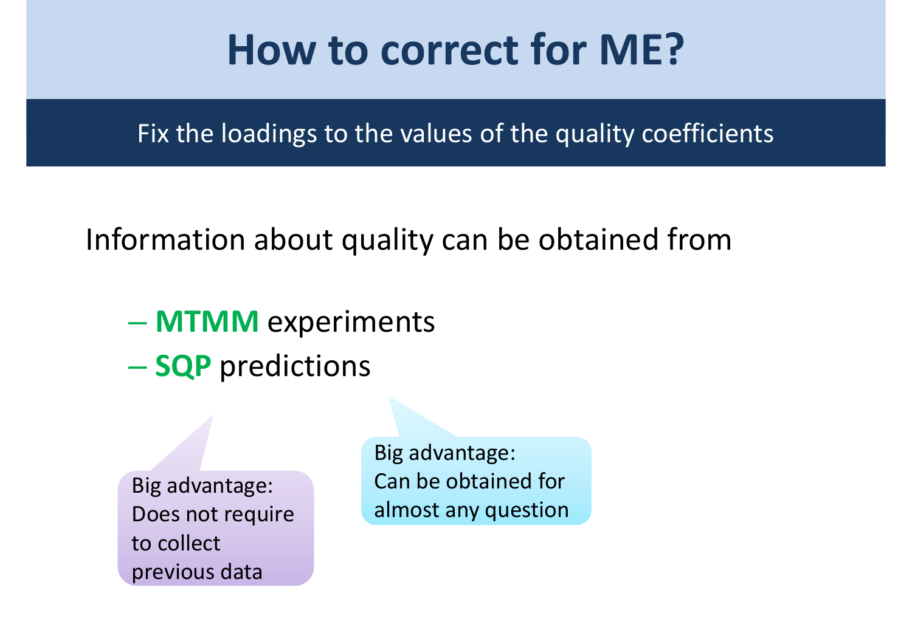# How to correct for ME?

Fix the loadings to the values of the quality coefficients

Information about quality can be obtained from

- **MTMM** experiments
- **SQP** predictions

Big advantage:
Does not require to collect previous data

Big advantage:
Can be obtained for almost any question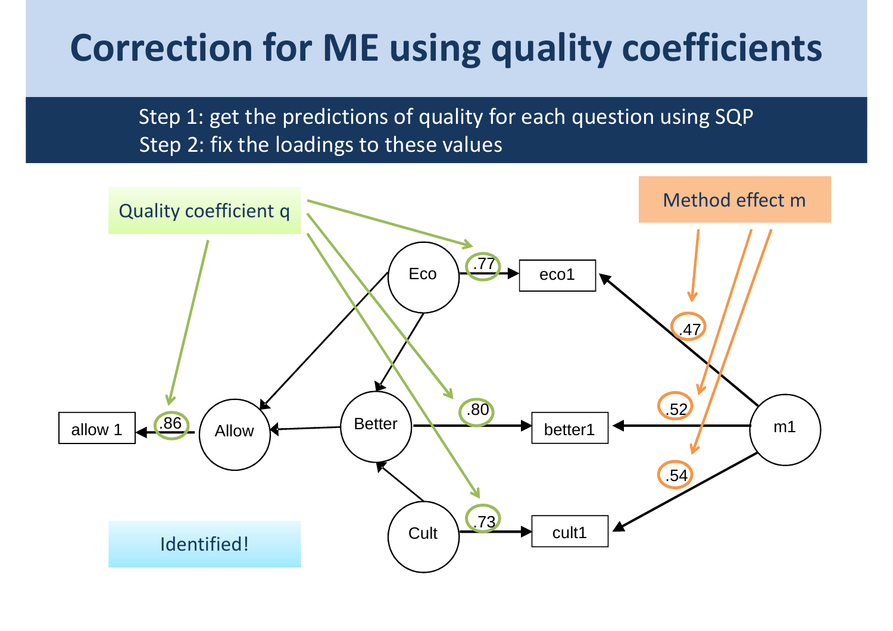# Correction for ME using quality coefficients

Step 1: get the predictions of quality for each question using SQP

Step 2: fix the loadings to these values

Quality coefficient q

Method effect m

Eco → eco1: .77

Better → better1: .80

Cult → cult1: .73

Allow → allow 1: .86

m1 → eco1: .47

m1 → better1: .52

m1 → cult1: .54

Identified!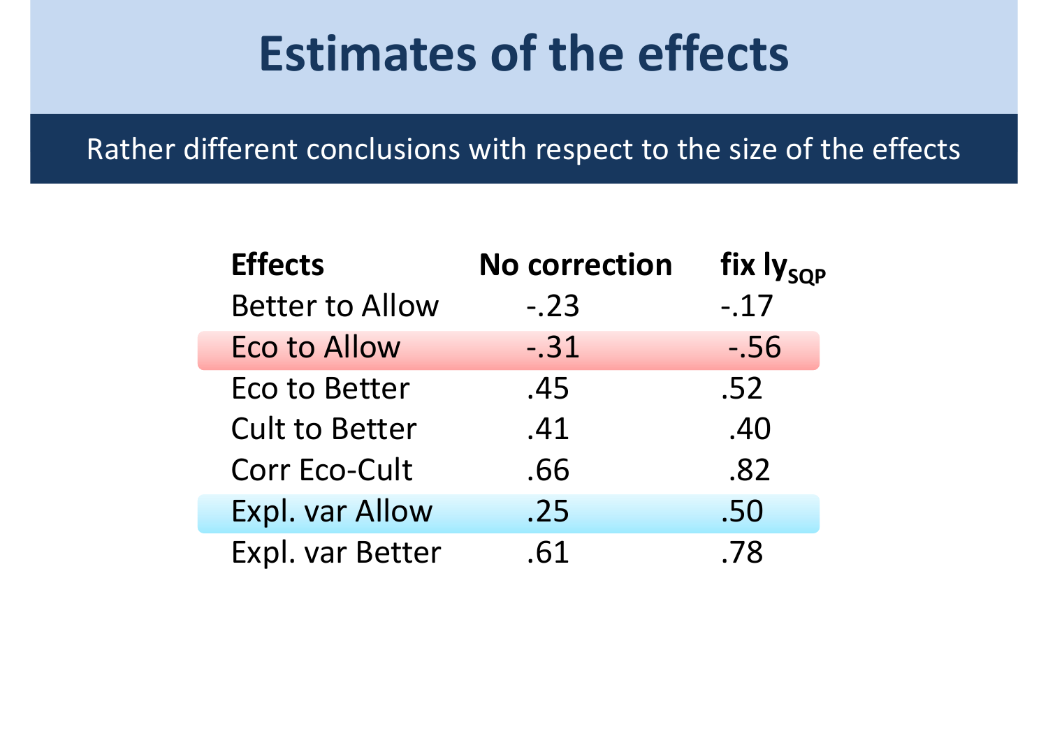# Estimates of the effects

Rather different conclusions with respect to the size of the effects

| Effects | No correction | fix $ly_{SQP}$ |
|---|---|---|
| Better to Allow | -.23 | -.17 |
| Eco to Allow | -.31 | -.56 |
| Eco to Better | .45 | .52 |
| Cult to Better | .41 | .40 |
| Corr Eco-Cult | .66 | .82 |
| Expl. var Allow | .25 | .50 |
| Expl. var Better | .61 | .78 |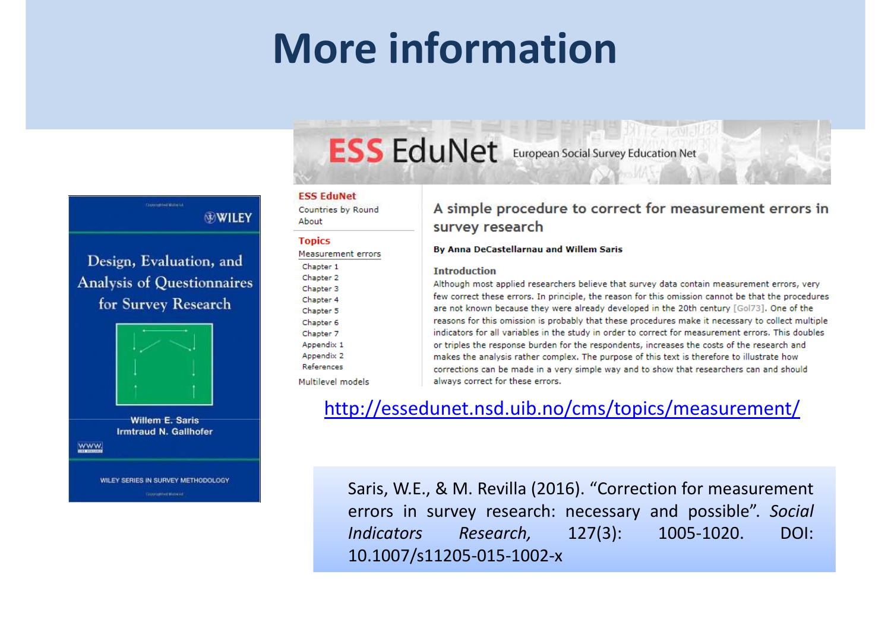# More information

**Design, Evaluation, and Analysis of Questionnaires for Survey Research**

Willem E. Saris
Irmtraud N. Gallhofer

WILEY SERIES IN SURVEY METHODOLOGY

**ESS EduNet** European Social Survey Education Net

ESS EduNet
Countries by Round
About

Topics
Measurement errors
Chapter 1
Chapter 2
Chapter 3
Chapter 4
Chapter 5
Chapter 6
Chapter 7
Appendix 1
Appendix 2
References
Multilevel models

## A simple procedure to correct for measurement errors in survey research

**By Anna DeCastellarnau and Willem Saris**

**Introduction**

Although most applied researchers believe that survey data contain measurement errors, very few correct these errors. In principle, the reason for this omission cannot be that the procedures are not known because they were already developed in the 20th century [Gol73]. One of the reasons for this omission is probably that these procedures make it necessary to collect multiple indicators for all variables in the study in order to correct for measurement errors. This doubles or triples the response burden for the respondents, increases the costs of the research and makes the analysis rather complex. The purpose of this text is therefore to illustrate how corrections can be made in a very simple way and to show that researchers can and should always correct for these errors.

http://essedunet.nsd.uib.no/cms/topics/measurement/

Saris, W.E., & M. Revilla (2016). "Correction for measurement errors in survey research: necessary and possible". *Social Indicators Research,* 127(3): 1005-1020. DOI: 10.1007/s11205-015-1002-x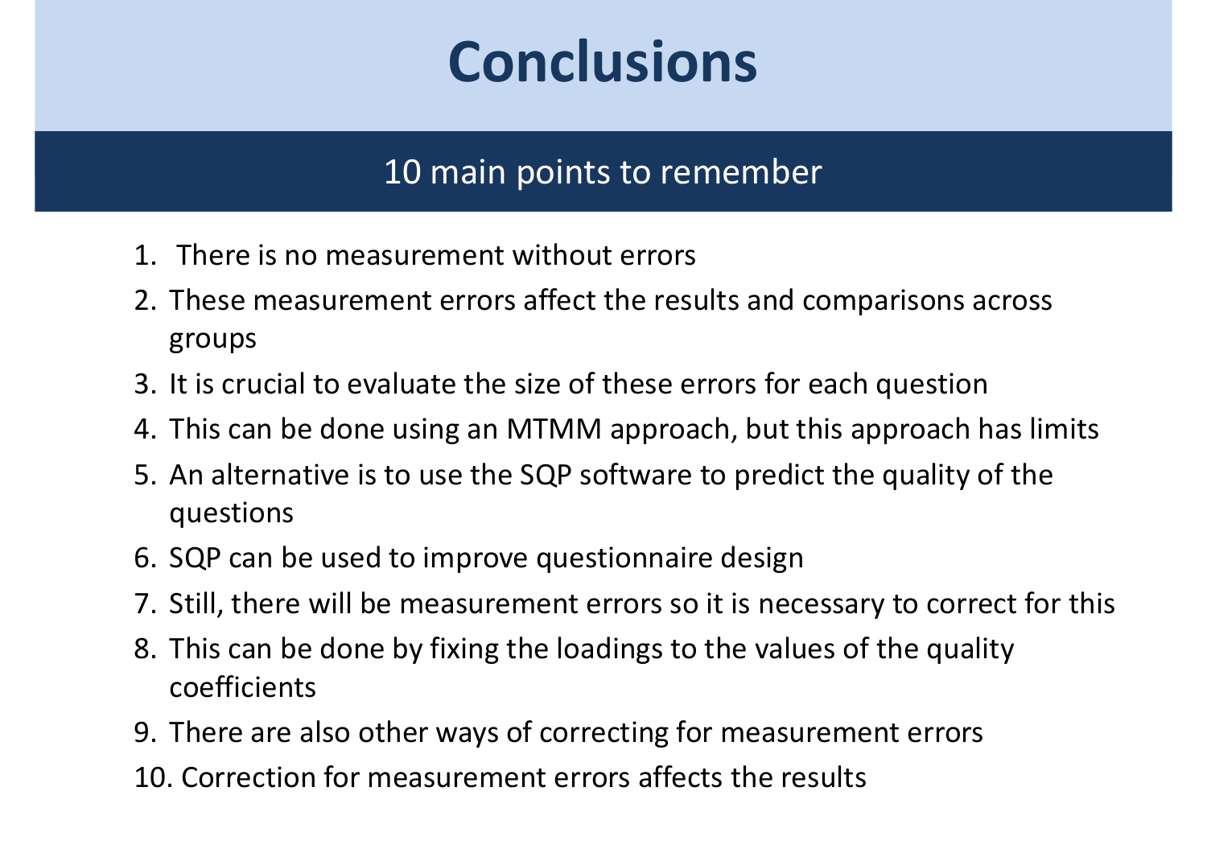# Conclusions

## 10 main points to remember

1. There is no measurement without errors
2. These measurement errors affect the results and comparisons across groups
3. It is crucial to evaluate the size of these errors for each question
4. This can be done using an MTMM approach, but this approach has limits
5. An alternative is to use the SQP software to predict the quality of the questions
6. SQP can be used to improve questionnaire design
7. Still, there will be measurement errors so it is necessary to correct for this
8. This can be done by fixing the loadings to the values of the quality coefficients
9. There are also other ways of correcting for measurement errors
10. Correction for measurement errors affects the results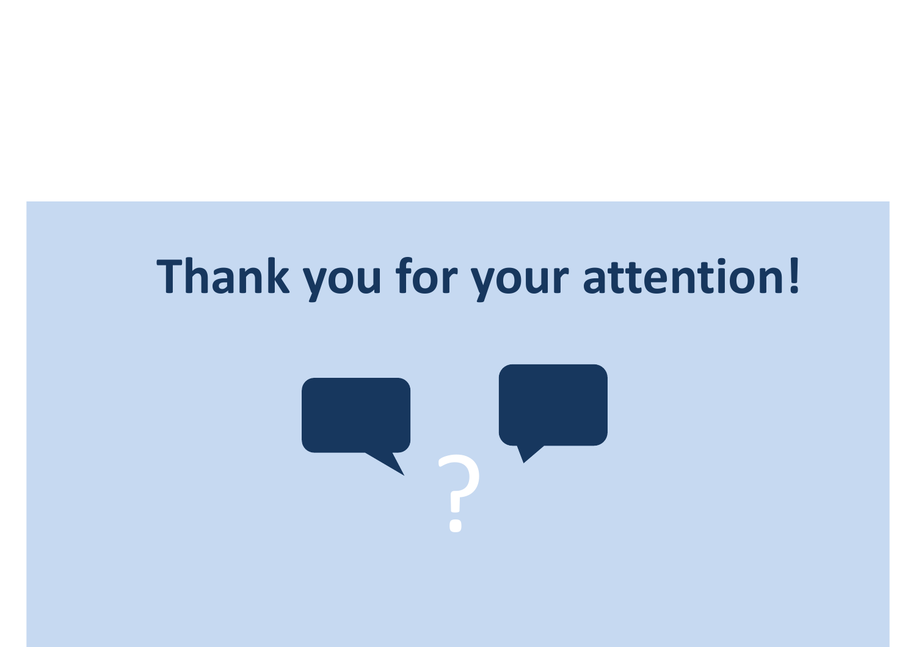# Thank you for your attention!

?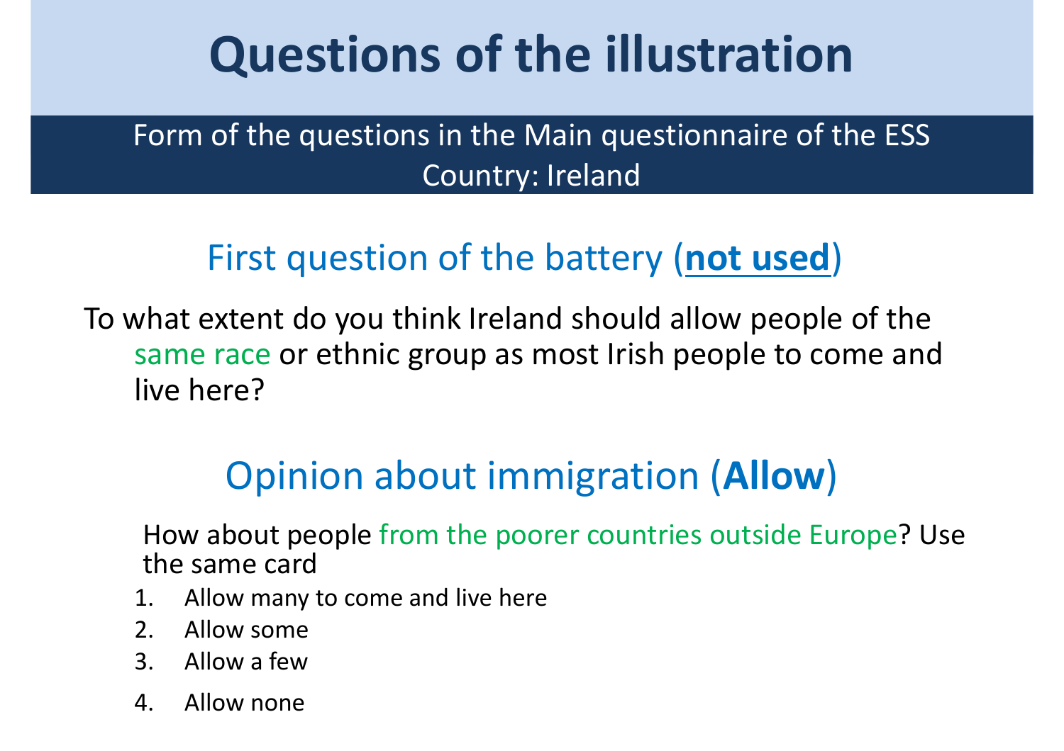# Questions of the illustration

Form of the questions in the Main questionnaire of the ESS
Country: Ireland

## First question of the battery (**not used**)

To what extent do you think Ireland should allow people of the same race or ethnic group as most Irish people to come and live here?

## Opinion about immigration (**Allow**)

How about people from the poorer countries outside Europe? Use the same card

1. Allow many to come and live here
2. Allow some
3. Allow a few
4. Allow none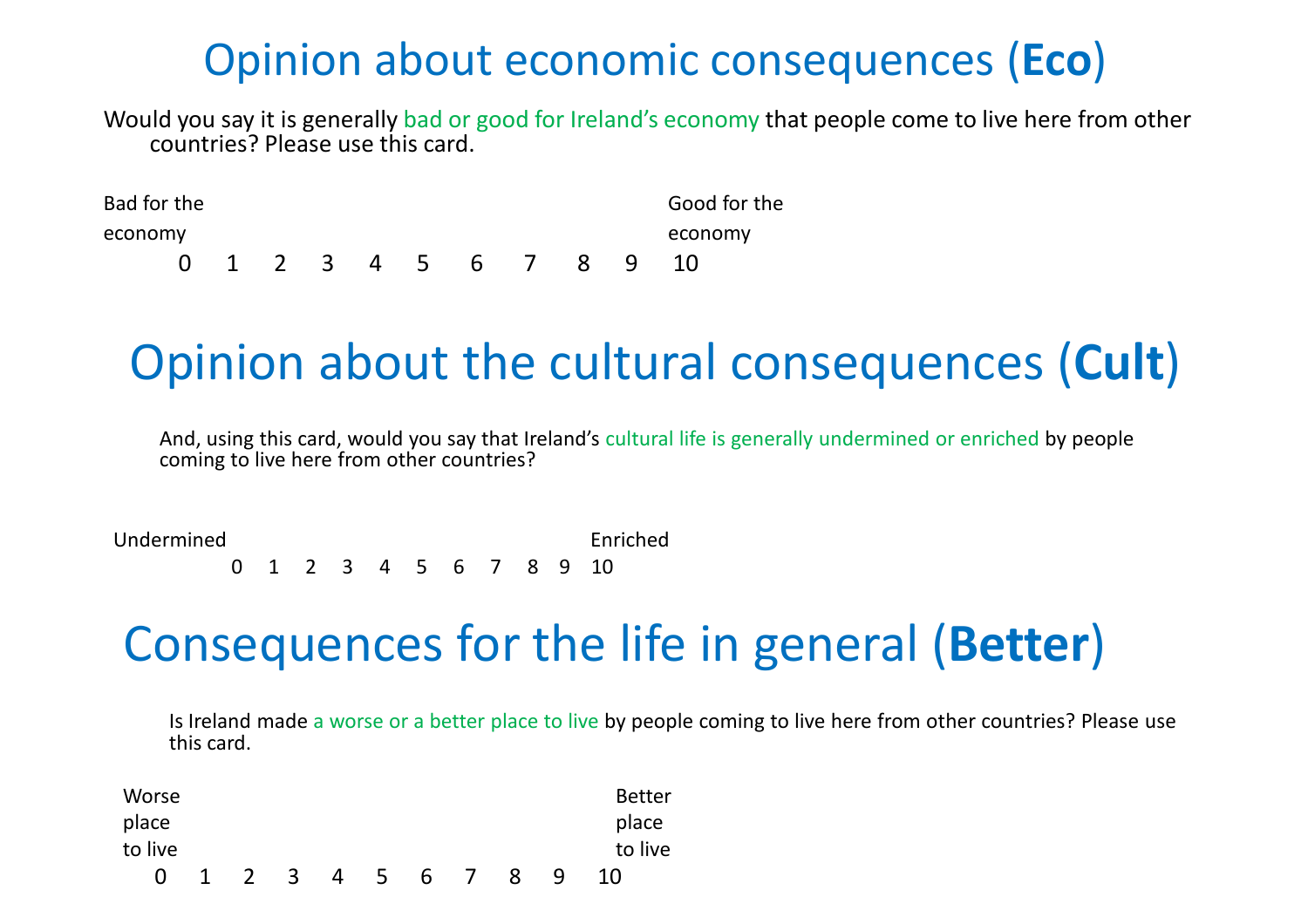# Opinion about economic consequences (**Eco**)

Would you say it is generally bad or good for Ireland's economy that people come to live here from other countries? Please use this card.

Bad for the economy — Good for the economy

0 1 2 3 4 5 6 7 8 9 10

# Opinion about the cultural consequences (**Cult**)

And, using this card, would you say that Ireland's cultural life is generally undermined or enriched by people coming to live here from other countries?

Undermined — Enriched

0 1 2 3 4 5 6 7 8 9 10

# Consequences for the life in general (**Better**)

Is Ireland made a worse or a better place to live by people coming to live here from other countries? Please use this card.

Worse place to live — Better place to live

0 1 2 3 4 5 6 7 8 9 10